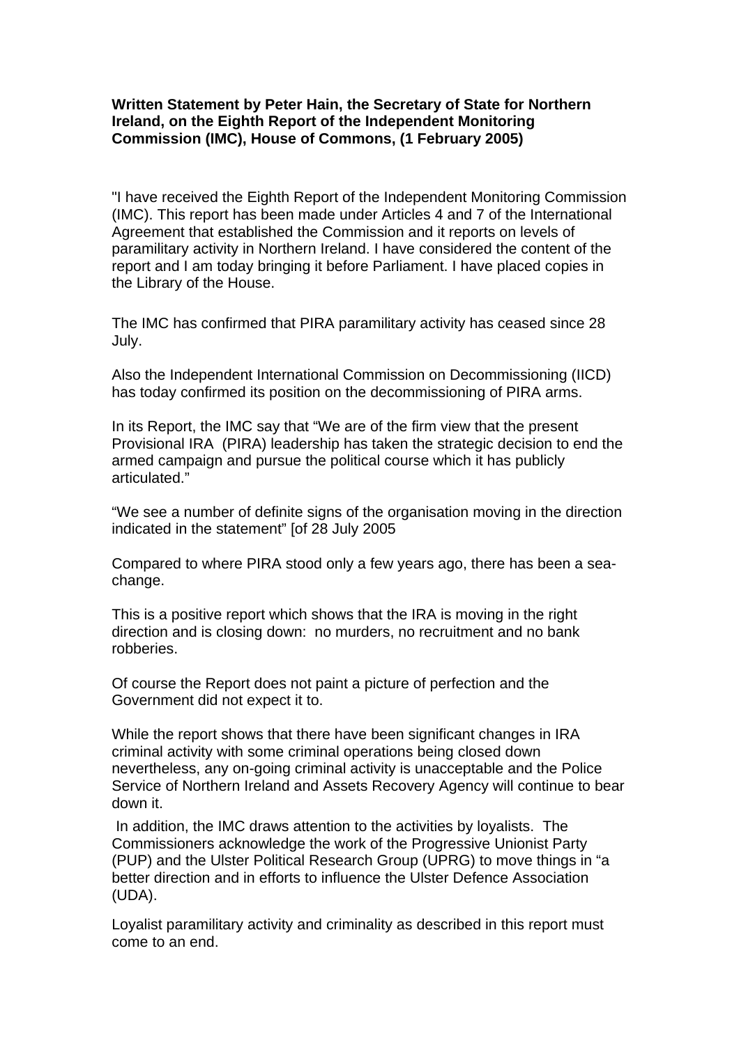**Written Statement by Peter Hain, the Secretary of State for Northern Ireland, on the Eighth Report of the Independent Monitoring Commission (IMC), House of Commons, (1 February 2005)**

"I have received the Eighth Report of the Independent Monitoring Commission (IMC). This report has been made under Articles 4 and 7 of the International Agreement that established the Commission and it reports on levels of paramilitary activity in Northern Ireland. I have considered the content of the report and I am today bringing it before Parliament. I have placed copies in the Library of the House.

The IMC has confirmed that PIRA paramilitary activity has ceased since 28 July.

Also the Independent International Commission on Decommissioning (IICD) has today confirmed its position on the decommissioning of PIRA arms.

In its Report, the IMC say that "We are of the firm view that the present Provisional IRA (PIRA) leadership has taken the strategic decision to end the armed campaign and pursue the political course which it has publicly articulated."

"We see a number of definite signs of the organisation moving in the direction indicated in the statement" [of 28 July 2005

Compared to where PIRA stood only a few years ago, there has been a sea-change.

This is a positive report which shows that the IRA is moving in the right direction and is closing down: no murders, no recruitment and no bank robberies.

Of course the Report does not paint a picture of perfection and the Government did not expect it to.

While the report shows that there have been significant changes in IRA criminal activity with some criminal operations being closed down nevertheless, any on-going criminal activity is unacceptable and the Police Service of Northern Ireland and Assets Recovery Agency will continue to bear down it.

In addition, the IMC draws attention to the activities by loyalists. The Commissioners acknowledge the work of the Progressive Unionist Party (PUP) and the Ulster Political Research Group (UPRG) to move things in "a better direction and in efforts to influence the Ulster Defence Association (UDA).

Loyalist paramilitary activity and criminality as described in this report must come to an end.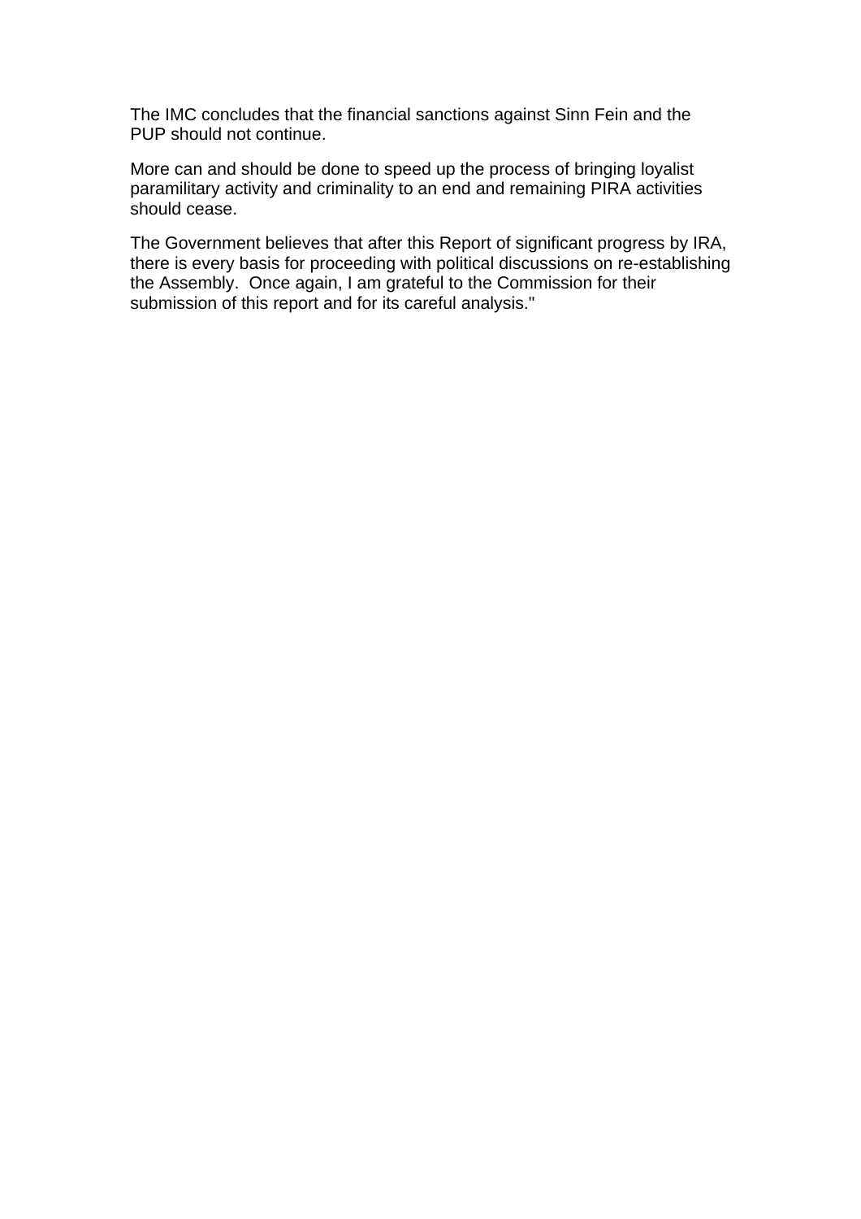The IMC concludes that the financial sanctions against Sinn Fein and the PUP should not continue.

More can and should be done to speed up the process of bringing loyalist paramilitary activity and criminality to an end and remaining PIRA activities should cease.

The Government believes that after this Report of significant progress by IRA, there is every basis for proceeding with political discussions on re-establishing the Assembly. Once again, I am grateful to the Commission for their submission of this report and for its careful analysis."